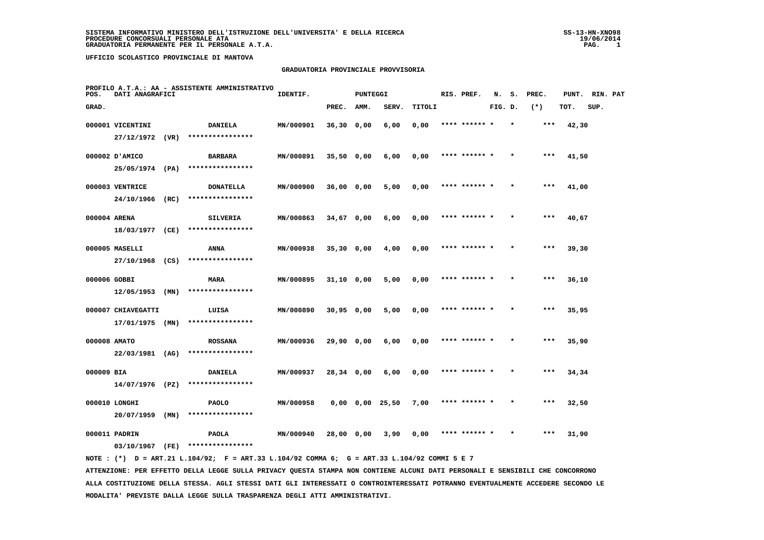SISTEMA INFORMATIVO MINISTERO DELL'ISTRUZIONE DELL'UNIVERSITA' E DELLA RICERCA
PROCEDURE CONCORSUALI PERSONALE ATA
GRADUATORIA PERMANENTE PER IL PERSONALE A.T.A.

UFFICIO SCOLASTICO PROVINCIALE DI MANTOVA

## GRADUATORIA PROVINCIALE PROVVISORIA

PROFILO A.T.A.: AA - ASSISTENTE AMMINISTRATIVO

| POS. GRAD. | DATI ANAGRAFICI | | IDENTIF. | PUNTEGGI PREC. | AMM. | SERV. | TITOLI | RIS. PREF. | N. S. FIG. D. | PREC. (*) | PUNT. TOT. | RIN. PAT SUP. |
|---|---|---|---|---|---|---|---|---|---|---|---|---|
| 000001 | VICENTINI 27/12/1972 (VR) | DANIELA **************** | MN/000901 | 36,30 | 0,00 | 6,00 | 0,00 | **** ****** * | * | *** | 42,30 | |
| 000002 | D'AMICO 25/05/1974 (PA) | BARBARA **************** | MN/000891 | 35,50 | 0,00 | 6,00 | 0,00 | **** ****** * | * | *** | 41,50 | |
| 000003 | VENTRICE 24/10/1966 (RC) | DONATELLA **************** | MN/000900 | 36,00 | 0,00 | 5,00 | 0,00 | **** ****** * | * | *** | 41,00 | |
| 000004 | ARENA 18/03/1977 (CE) | SILVERIA **************** | MN/000863 | 34,67 | 0,00 | 6,00 | 0,00 | **** ****** * | * | *** | 40,67 | |
| 000005 | MASELLI 27/10/1968 (CS) | ANNA **************** | MN/000938 | 35,30 | 0,00 | 4,00 | 0,00 | **** ****** * | * | *** | 39,30 | |
| 000006 | GOBBI 12/05/1953 (MN) | MARA **************** | MN/000895 | 31,10 | 0,00 | 5,00 | 0,00 | **** ****** * | * | *** | 36,10 | |
| 000007 | CHIAVEGATTI 17/01/1975 (MN) | LUISA **************** | MN/000890 | 30,95 | 0,00 | 5,00 | 0,00 | **** ****** * | * | *** | 35,95 | |
| 000008 | AMATO 22/03/1981 (AG) | ROSSANA **************** | MN/000936 | 29,90 | 0,00 | 6,00 | 0,00 | **** ****** * | * | *** | 35,90 | |
| 000009 | BIA 14/07/1976 (PZ) | DANIELA **************** | MN/000937 | 28,34 | 0,00 | 6,00 | 0,00 | **** ****** * | * | *** | 34,34 | |
| 000010 | LONGHI 20/07/1959 (MN) | PAOLO **************** | MN/000958 | 0,00 | 0,00 | 25,50 | 7,00 | **** ****** * | * | *** | 32,50 | |
| 000011 | PADRIN 03/10/1967 (FE) | PAOLA **************** | MN/000940 | 28,00 | 0,00 | 3,90 | 0,00 | **** ****** * | * | *** | 31,90 | |

NOTE : (*) D = ART.21 L.104/92; F = ART.33 L.104/92 COMMA 6; G = ART.33 L.104/92 COMMI 5 E 7

ATTENZIONE: PER EFFETTO DELLA LEGGE SULLA PRIVACY QUESTA STAMPA NON CONTIENE ALCUNI DATI PERSONALI E SENSIBILI CHE CONCORRONO ALLA COSTITUZIONE DELLA STESSA. AGLI STESSI DATI GLI INTERESSATI O CONTROINTERESSATI POTRANNO EVENTUALMENTE ACCEDERE SECONDO LE MODALITA' PREVISTE DALLA LEGGE SULLA TRASPARENZA DEGLI ATTI AMMINISTRATIVI.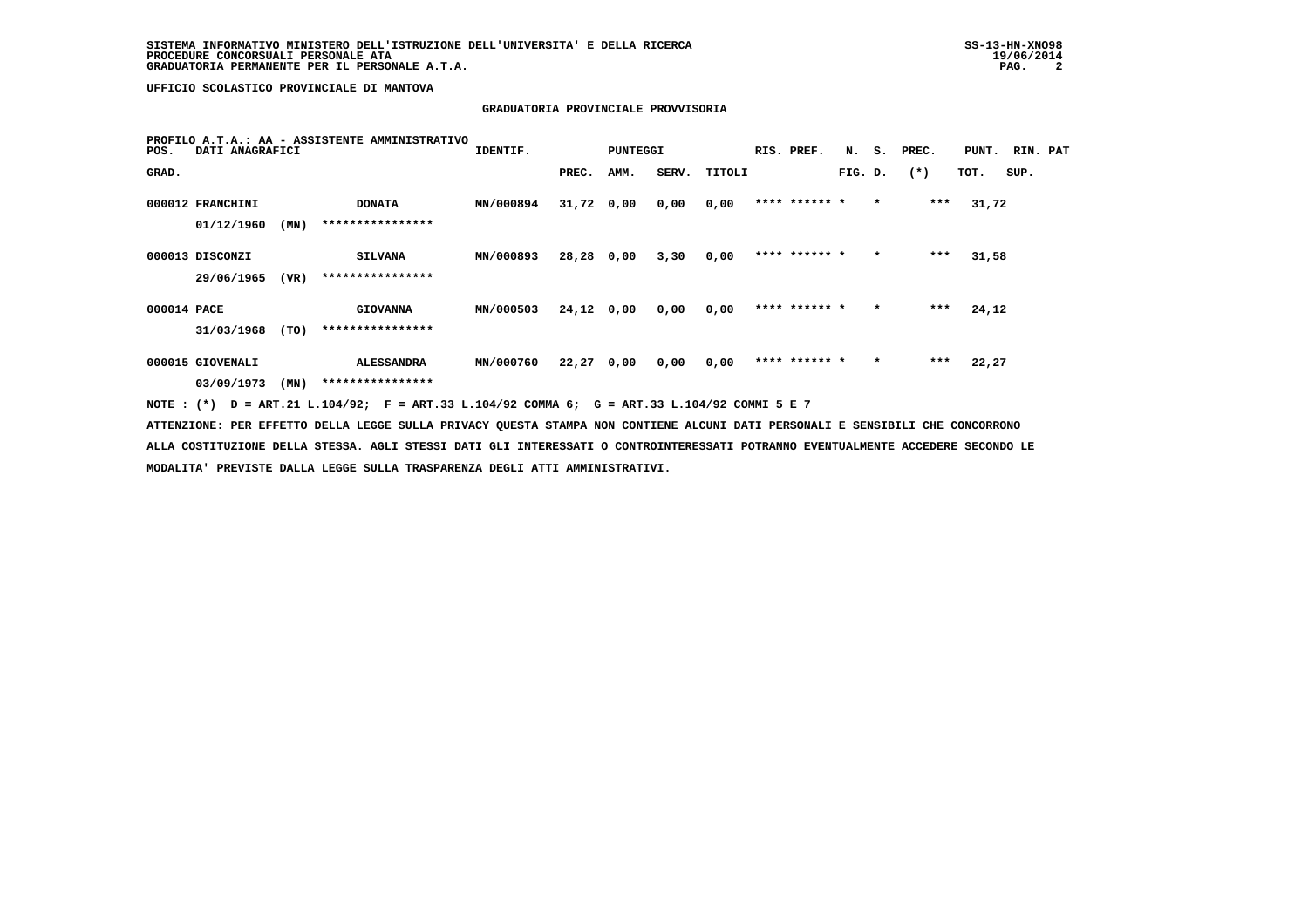UFFICIO SCOLASTICO PROVINCIALE DI MANTOVA

## GRADUATORIA PROVINCIALE PROVVISORIA

PROFILO A.T.A.: AA - ASSISTENTE AMMINISTRATIVO

| POS. GRAD. | DATI ANAGRAFICI | | | IDENTIF. | PUNTEGGI PREC. | AMM. | SERV. | TITOLI | RIS. PREF. | N. FIG. | S. D. | PREC. (*) | PUNT. TOT. | RIN. SUP. | PAT |
|---|---|---|---|---|---|---|---|---|---|---|---|---|---|---|---|
| 000012 | FRANCHINI | | DONATA | MN/000894 | 31,72 | 0,00 | 0,00 | 0,00 | **** ****** | * | * | *** | 31,72 | | |
| | 01/12/1960 | (MN) | **************** | | | | | | | | | | | | |
| 000013 | DISCONZI | | SILVANA | MN/000893 | 28,28 | 0,00 | 3,30 | 0,00 | **** ****** | * | * | *** | 31,58 | | |
| | 29/06/1965 | (VR) | **************** | | | | | | | | | | | | |
| 000014 | PACE | | GIOVANNA | MN/000503 | 24,12 | 0,00 | 0,00 | 0,00 | **** ****** | * | * | *** | 24,12 | | |
| | 31/03/1968 | (TO) | **************** | | | | | | | | | | | | |
| 000015 | GIOVENALI | | ALESSANDRA | MN/000760 | 22,27 | 0,00 | 0,00 | 0,00 | **** ****** | * | * | *** | 22,27 | | |
| | 03/09/1973 | (MN) | **************** | | | | | | | | | | | | |

NOTE : (*) D = ART.21 L.104/92; F = ART.33 L.104/92 COMMA 6; G = ART.33 L.104/92 COMMI 5 E 7

ATTENZIONE: PER EFFETTO DELLA LEGGE SULLA PRIVACY QUESTA STAMPA NON CONTIENE ALCUNI DATI PERSONALI E SENSIBILI CHE CONCORRONO ALLA COSTITUZIONE DELLA STESSA. AGLI STESSI DATI GLI INTERESSATI O CONTROINTERESSATI POTRANNO EVENTUALMENTE ACCEDERE SECONDO LE MODALITA' PREVISTE DALLA LEGGE SULLA TRASPARENZA DEGLI ATTI AMMINISTRATIVI.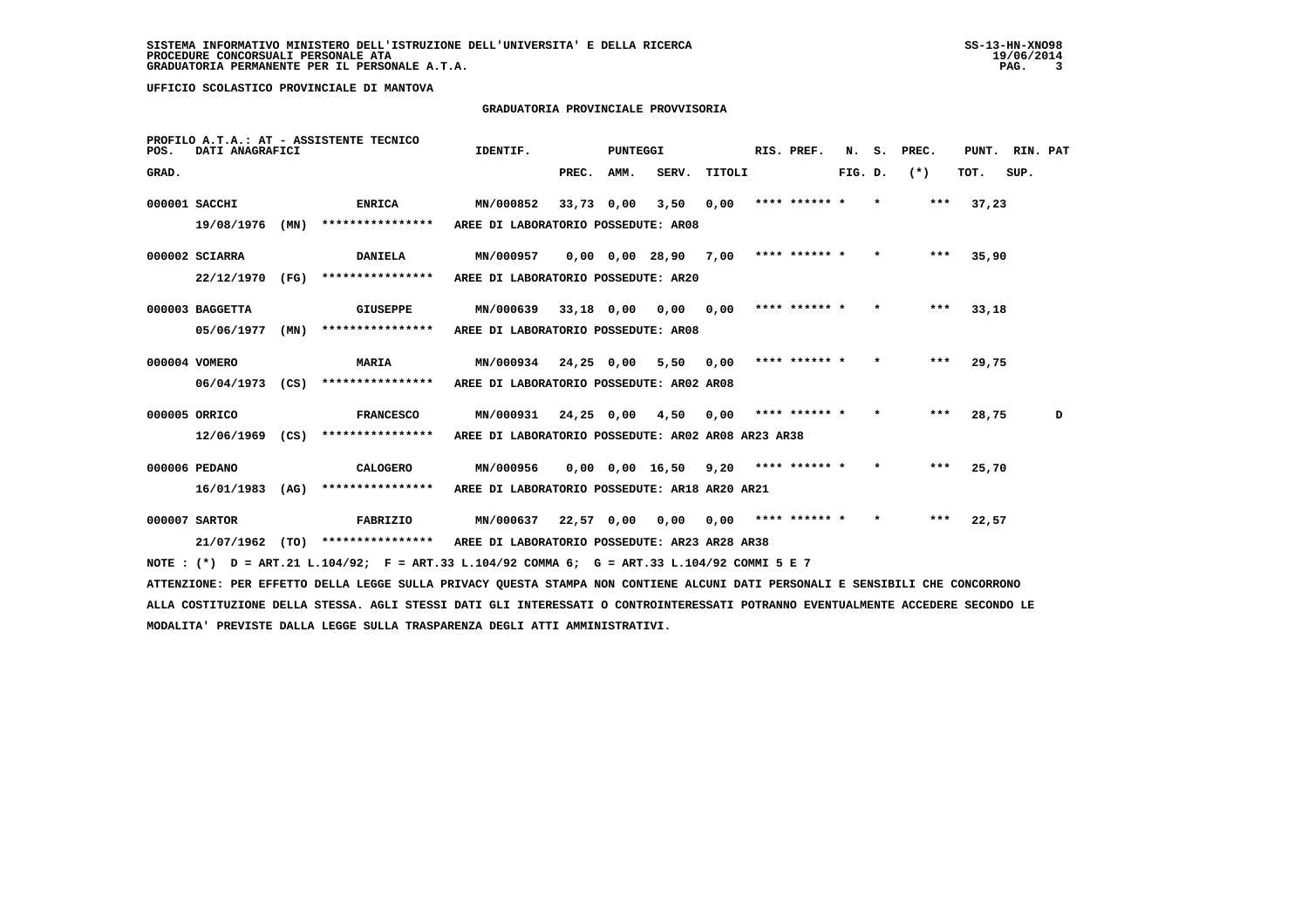SISTEMA INFORMATIVO MINISTERO DELL'ISTRUZIONE DELL'UNIVERSITA' E DELLA RICERCA
PROCEDURE CONCORSUALI PERSONALE ATA
GRADUATORIA PERMANENTE PER IL PERSONALE A.T.A.

UFFICIO SCOLASTICO PROVINCIALE DI MANTOVA

## GRADUATORIA PROVINCIALE PROVVISORIA

PROFILO A.T.A.: AT - ASSISTENTE TECNICO

| POS. GRAD. | DATI ANAGRAFICI | | IDENTIF. | PUNTEGGI PREC. | AMM. | SERV. | TITOLI | RIS. PREF. | N. FIG. | S. D. | PREC. (*) | PUNT. TOT. | RIN. SUP. | PAT |
|---|---|---|---|---|---|---|---|---|---|---|---|---|---|---|
| 000001 | SACCHI | ENRICA | MN/000852 | 33,73 | 0,00 | 3,50 | 0,00 | **** ****** * | | * | *** | 37,23 | | |
| | 19/08/1976 (MN) | **************** | AREE DI LABORATORIO POSSEDUTE: AR08 | | | | | | | | | | | |
| 000002 | SCIARRA | DANIELA | MN/000957 | 0,00 | 0,00 | 28,90 | 7,00 | **** ****** * | | * | *** | 35,90 | | |
| | 22/12/1970 (FG) | **************** | AREE DI LABORATORIO POSSEDUTE: AR20 | | | | | | | | | | | |
| 000003 | BAGGETTA | GIUSEPPE | MN/000639 | 33,18 | 0,00 | 0,00 | 0,00 | **** ****** * | | * | *** | 33,18 | | |
| | 05/06/1977 (MN) | **************** | AREE DI LABORATORIO POSSEDUTE: AR08 | | | | | | | | | | | |
| 000004 | VOMERO | MARIA | MN/000934 | 24,25 | 0,00 | 5,50 | 0,00 | **** ****** * | | * | *** | 29,75 | | |
| | 06/04/1973 (CS) | **************** | AREE DI LABORATORIO POSSEDUTE: AR02 AR08 | | | | | | | | | | | |
| 000005 | ORRICO | FRANCESCO | MN/000931 | 24,25 | 0,00 | 4,50 | 0,00 | **** ****** * | | * | *** | 28,75 | | D |
| | 12/06/1969 (CS) | **************** | AREE DI LABORATORIO POSSEDUTE: AR02 AR08 AR23 AR38 | | | | | | | | | | | |
| 000006 | PEDANO | CALOGERO | MN/000956 | 0,00 | 0,00 | 16,50 | 9,20 | **** ****** * | | * | *** | 25,70 | | |
| | 16/01/1983 (AG) | **************** | AREE DI LABORATORIO POSSEDUTE: AR18 AR20 AR21 | | | | | | | | | | | |
| 000007 | SARTOR | FABRIZIO | MN/000637 | 22,57 | 0,00 | 0,00 | 0,00 | **** ****** * | | * | *** | 22,57 | | |
| | 21/07/1962 (TO) | **************** | AREE DI LABORATORIO POSSEDUTE: AR23 AR28 AR38 | | | | | | | | | | | |

NOTE : (*) D = ART.21 L.104/92; F = ART.33 L.104/92 COMMA 6; G = ART.33 L.104/92 COMMI 5 E 7

ATTENZIONE: PER EFFETTO DELLA LEGGE SULLA PRIVACY QUESTA STAMPA NON CONTIENE ALCUNI DATI PERSONALI E SENSIBILI CHE CONCORRONO ALLA COSTITUZIONE DELLA STESSA. AGLI STESSI DATI GLI INTERESSATI O CONTROINTERESSATI POTRANNO EVENTUALMENTE ACCEDERE SECONDO LE MODALITA' PREVISTE DALLA LEGGE SULLA TRASPARENZA DEGLI ATTI AMMINISTRATIVI.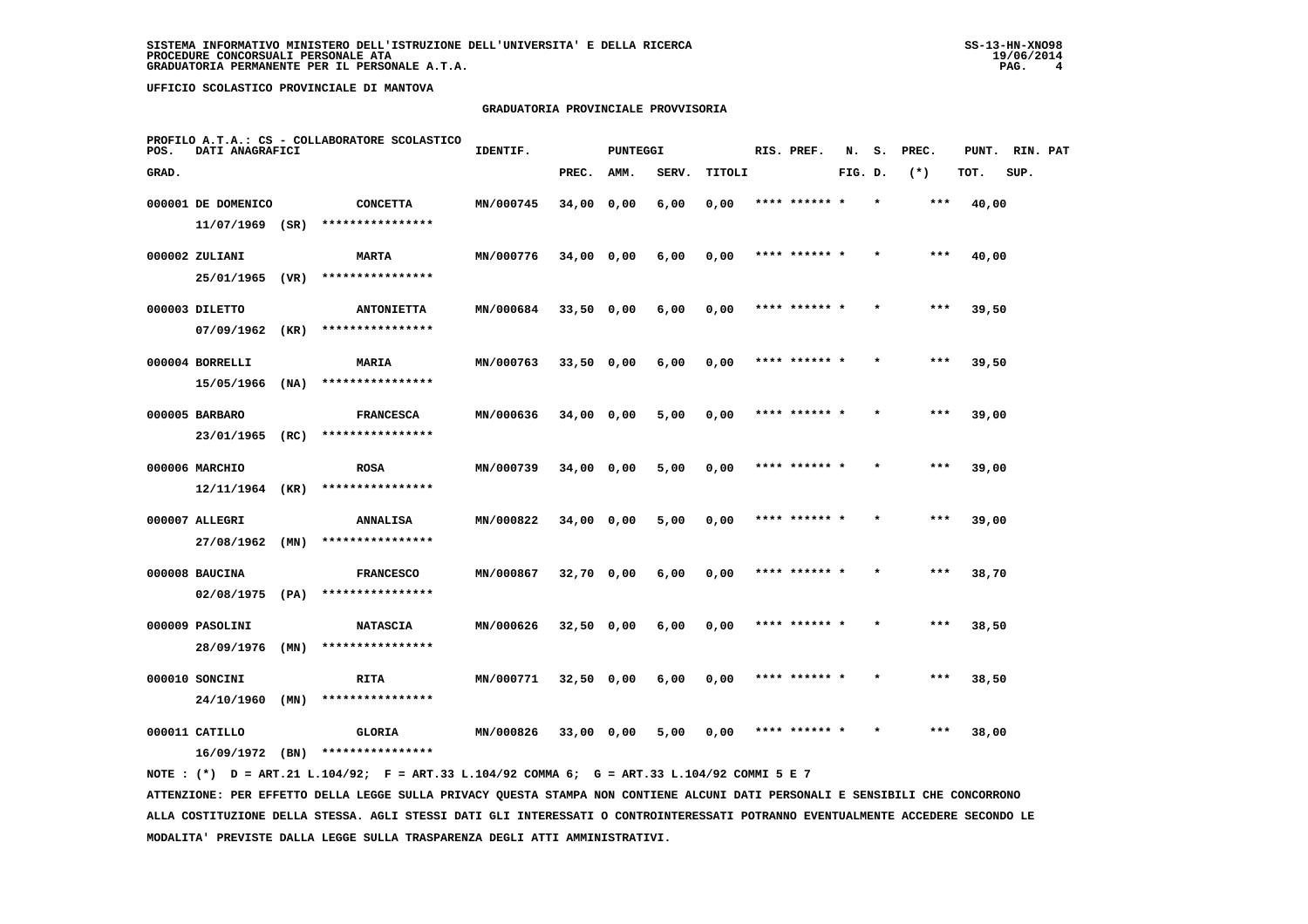SISTEMA INFORMATIVO MINISTERO DELL'ISTRUZIONE DELL'UNIVERSITA' E DELLA RICERCA
PROCEDURE CONCORSUALI PERSONALE ATA
GRADUATORIA PERMANENTE PER IL PERSONALE A.T.A.

UFFICIO SCOLASTICO PROVINCIALE DI MANTOVA

## GRADUATORIA PROVINCIALE PROVVISORIA

PROFILO A.T.A.: CS - COLLABORATORE SCOLASTICO

| POS. GRAD. | DATI ANAGRAFICI | | IDENTIF. | PUNTEGGI PREC. | AMM. | SERV. | TITOLI | RIS. PREF. | N. FIG. | S. D. | PREC. (*) | PUNT. TOT. | RIN. SUP. | PAT |
|---|---|---|---|---|---|---|---|---|---|---|---|---|---|---|
| 000001 | DE DOMENICO 11/07/1969 (SR) | CONCETTA **************** | MN/000745 | 34,00 | 0,00 | 6,00 | 0,00 | **** ****** * | | * | *** | 40,00 | | |
| 000002 | ZULIANI 25/01/1965 (VR) | MARTA **************** | MN/000776 | 34,00 | 0,00 | 6,00 | 0,00 | **** ****** * | | * | *** | 40,00 | | |
| 000003 | DILETTO 07/09/1962 (KR) | ANTONIETTA **************** | MN/000684 | 33,50 | 0,00 | 6,00 | 0,00 | **** ****** * | | * | *** | 39,50 | | |
| 000004 | BORRELLI 15/05/1966 (NA) | MARIA **************** | MN/000763 | 33,50 | 0,00 | 6,00 | 0,00 | **** ****** * | | * | *** | 39,50 | | |
| 000005 | BARBARO 23/01/1965 (RC) | FRANCESCA **************** | MN/000636 | 34,00 | 0,00 | 5,00 | 0,00 | **** ****** * | | * | *** | 39,00 | | |
| 000006 | MARCHIO 12/11/1964 (KR) | ROSA **************** | MN/000739 | 34,00 | 0,00 | 5,00 | 0,00 | **** ****** * | | * | *** | 39,00 | | |
| 000007 | ALLEGRI 27/08/1962 (MN) | ANNALISA **************** | MN/000822 | 34,00 | 0,00 | 5,00 | 0,00 | **** ****** * | | * | *** | 39,00 | | |
| 000008 | BAUCINA 02/08/1975 (PA) | FRANCESCO **************** | MN/000867 | 32,70 | 0,00 | 6,00 | 0,00 | **** ****** * | | * | *** | 38,70 | | |
| 000009 | PASOLINI 28/09/1976 (MN) | NATASCIA **************** | MN/000626 | 32,50 | 0,00 | 6,00 | 0,00 | **** ****** * | | * | *** | 38,50 | | |
| 000010 | SONCINI 24/10/1960 (MN) | RITA **************** | MN/000771 | 32,50 | 0,00 | 6,00 | 0,00 | **** ****** * | | * | *** | 38,50 | | |
| 000011 | CATILLO 16/09/1972 (BN) | GLORIA **************** | MN/000826 | 33,00 | 0,00 | 5,00 | 0,00 | **** ****** * | | * | *** | 38,00 | | |

NOTE : (*) D = ART.21 L.104/92; F = ART.33 L.104/92 COMMA 6; G = ART.33 L.104/92 COMMI 5 E 7

ATTENZIONE: PER EFFETTO DELLA LEGGE SULLA PRIVACY QUESTA STAMPA NON CONTIENE ALCUNI DATI PERSONALI E SENSIBILI CHE CONCORRONO ALLA COSTITUZIONE DELLA STESSA. AGLI STESSI DATI GLI INTERESSATI O CONTROINTERESSATI POTRANNO EVENTUALMENTE ACCEDERE SECONDO LE MODALITA' PREVISTE DALLA LEGGE SULLA TRASPARENZA DEGLI ATTI AMMINISTRATIVI.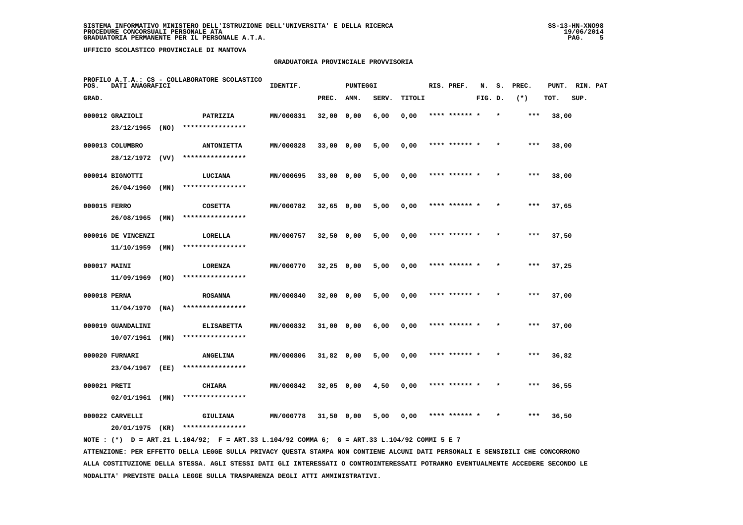SISTEMA INFORMATIVO MINISTERO DELL'ISTRUZIONE DELL'UNIVERSITA' E DELLA RICERCA
PROCEDURE CONCORSUALI PERSONALE ATA
GRADUATORIA PERMANENTE PER IL PERSONALE A.T.A.

UFFICIO SCOLASTICO PROVINCIALE DI MANTOVA

## GRADUATORIA PROVINCIALE PROVVISORIA

PROFILO A.T.A.: CS - COLLABORATORE SCOLASTICO

| POS. GRAD. | DATI ANAGRAFICI | | IDENTIF. | PUNTEGGI PREC. | AMM. | SERV. | TITOLI | RIS. PREF. | N. FIG. | S. D. | PREC. (*) | PUNT. TOT. | RIN. SUP. | PAT |
|---|---|---|---|---|---|---|---|---|---|---|---|---|---|---|
| 000012 | GRAZIOLI 23/12/1965 (NO) | PATRIZIA **************** | MN/000831 | 32,00 | 0,00 | 6,00 | 0,00 | **** ****** * | | * | *** | 38,00 | | |
| 000013 | COLUMBRO 28/12/1972 (VV) | ANTONIETTA **************** | MN/000828 | 33,00 | 0,00 | 5,00 | 0,00 | **** ****** * | | * | *** | 38,00 | | |
| 000014 | BIGNOTTI 26/04/1960 (MN) | LUCIANA **************** | MN/000695 | 33,00 | 0,00 | 5,00 | 0,00 | **** ****** * | | * | *** | 38,00 | | |
| 000015 | FERRO 26/08/1965 (MN) | COSETTA **************** | MN/000782 | 32,65 | 0,00 | 5,00 | 0,00 | **** ****** * | | * | *** | 37,65 | | |
| 000016 | DE VINCENZI 11/10/1959 (MN) | LORELLA **************** | MN/000757 | 32,50 | 0,00 | 5,00 | 0,00 | **** ****** * | | * | *** | 37,50 | | |
| 000017 | MAINI 11/09/1969 (MO) | LORENZA **************** | MN/000770 | 32,25 | 0,00 | 5,00 | 0,00 | **** ****** * | | * | *** | 37,25 | | |
| 000018 | PERNA 11/04/1970 (NA) | ROSANNA **************** | MN/000840 | 32,00 | 0,00 | 5,00 | 0,00 | **** ****** * | | * | *** | 37,00 | | |
| 000019 | GUANDALINI 10/07/1961 (MN) | ELISABETTA **************** | MN/000832 | 31,00 | 0,00 | 6,00 | 0,00 | **** ****** * | | * | *** | 37,00 | | |
| 000020 | FURNARI 23/04/1967 (EE) | ANGELINA **************** | MN/000806 | 31,82 | 0,00 | 5,00 | 0,00 | **** ****** * | | * | *** | 36,82 | | |
| 000021 | PRETI 02/01/1961 (MN) | CHIARA **************** | MN/000842 | 32,05 | 0,00 | 4,50 | 0,00 | **** ****** * | | * | *** | 36,55 | | |
| 000022 | CARVELLI 20/01/1975 (KR) | GIULIANA **************** | MN/000778 | 31,50 | 0,00 | 5,00 | 0,00 | **** ****** * | | * | *** | 36,50 | | |

NOTE : (*) D = ART.21 L.104/92; F = ART.33 L.104/92 COMMA 6; G = ART.33 L.104/92 COMMI 5 E 7

ATTENZIONE: PER EFFETTO DELLA LEGGE SULLA PRIVACY QUESTA STAMPA NON CONTIENE ALCUNI DATI PERSONALI E SENSIBILI CHE CONCORRONO ALLA COSTITUZIONE DELLA STESSA. AGLI STESSI DATI GLI INTERESSATI O CONTROINTERESSATI POTRANNO EVENTUALMENTE ACCEDERE SECONDO LE MODALITA' PREVISTE DALLA LEGGE SULLA TRASPARENZA DEGLI ATTI AMMINISTRATIVI.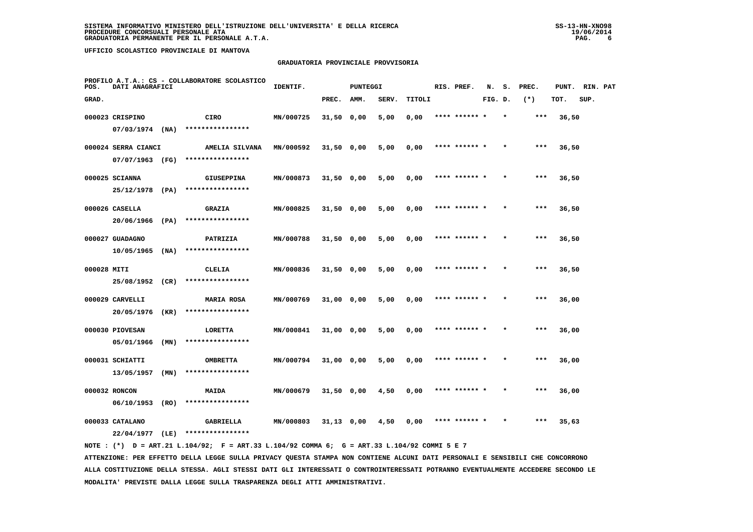SISTEMA INFORMATIVO MINISTERO DELL'ISTRUZIONE DELL'UNIVERSITA' E DELLA RICERCA
PROCEDURE CONCORSUALI PERSONALE ATA
GRADUATORIA PERMANENTE PER IL PERSONALE A.T.A.

UFFICIO SCOLASTICO PROVINCIALE DI MANTOVA

## GRADUATORIA PROVINCIALE PROVVISORIA

PROFILO A.T.A.: CS - COLLABORATORE SCOLASTICO

| POS. GRAD. | DATI ANAGRAFICI | | IDENTIF. | PUNTEGGI PREC. | AMM. | SERV. | TITOLI | RIS. PREF. | N. FIG. | S. D. | PREC. (*) | PUNT. TOT. | RIN. SUP. | PAT |
|---|---|---|---|---|---|---|---|---|---|---|---|---|---|---|
| 000023 | CRISPINO 07/03/1974 (NA) | CIRO **************** | MN/000725 | 31,50 | 0,00 | 5,00 | 0,00 | **** ****** * | | * | *** | 36,50 | | |
| 000024 | SERRA CIANCI 07/07/1963 (FG) | AMELIA SILVANA **************** | MN/000592 | 31,50 | 0,00 | 5,00 | 0,00 | **** ****** * | | * | *** | 36,50 | | |
| 000025 | SCIANNA 25/12/1978 (PA) | GIUSEPPINA **************** | MN/000873 | 31,50 | 0,00 | 5,00 | 0,00 | **** ****** * | | * | *** | 36,50 | | |
| 000026 | CASELLA 20/06/1966 (PA) | GRAZIA **************** | MN/000825 | 31,50 | 0,00 | 5,00 | 0,00 | **** ****** * | | * | *** | 36,50 | | |
| 000027 | GUADAGNO 10/05/1965 (NA) | PATRIZIA **************** | MN/000788 | 31,50 | 0,00 | 5,00 | 0,00 | **** ****** * | | * | *** | 36,50 | | |
| 000028 | MITI 25/08/1952 (CR) | CLELIA **************** | MN/000836 | 31,50 | 0,00 | 5,00 | 0,00 | **** ****** * | | * | *** | 36,50 | | |
| 000029 | CARVELLI 20/05/1976 (KR) | MARIA ROSA **************** | MN/000769 | 31,00 | 0,00 | 5,00 | 0,00 | **** ****** * | | * | *** | 36,00 | | |
| 000030 | PIOVESAN 05/01/1966 (MN) | LORETTA **************** | MN/000841 | 31,00 | 0,00 | 5,00 | 0,00 | **** ****** * | | * | *** | 36,00 | | |
| 000031 | SCHIATTI 13/05/1957 (MN) | OMBRETTA **************** | MN/000794 | 31,00 | 0,00 | 5,00 | 0,00 | **** ****** * | | * | *** | 36,00 | | |
| 000032 | RONCON 06/10/1953 (RO) | MAIDA **************** | MN/000679 | 31,50 | 0,00 | 4,50 | 0,00 | **** ****** * | | * | *** | 36,00 | | |
| 000033 | CATALANO 22/04/1977 (LE) | GABRIELLA **************** | MN/000803 | 31,13 | 0,00 | 4,50 | 0,00 | **** ****** * | | * | *** | 35,63 | | |

NOTE : (*) D = ART.21 L.104/92; F = ART.33 L.104/92 COMMA 6; G = ART.33 L.104/92 COMMI 5 E 7

ATTENZIONE: PER EFFETTO DELLA LEGGE SULLA PRIVACY QUESTA STAMPA NON CONTIENE ALCUNI DATI PERSONALI E SENSIBILI CHE CONCORRONO ALLA COSTITUZIONE DELLA STESSA. AGLI STESSI DATI GLI INTERESSATI O CONTROINTERESSATI POTRANNO EVENTUALMENTE ACCEDERE SECONDO LE MODALITA' PREVISTE DALLA LEGGE SULLA TRASPARENZA DEGLI ATTI AMMINISTRATIVI.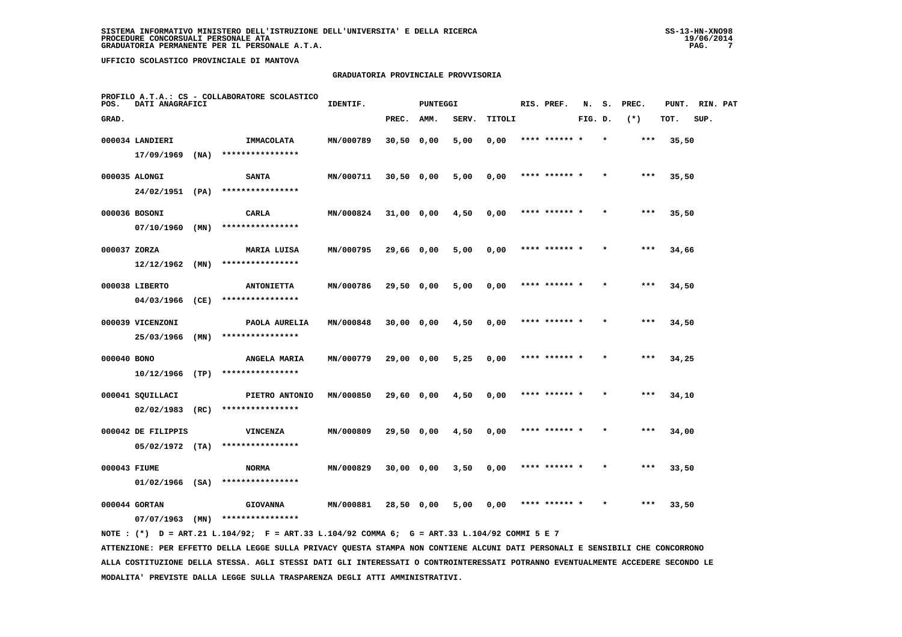SISTEMA INFORMATIVO MINISTERO DELL'ISTRUZIONE DELL'UNIVERSITA' E DELLA RICERCA
PROCEDURE CONCORSUALI PERSONALE ATA
GRADUATORIA PERMANENTE PER IL PERSONALE A.T.A.

UFFICIO SCOLASTICO PROVINCIALE DI MANTOVA

## GRADUATORIA PROVINCIALE PROVVISORIA

PROFILO A.T.A.: CS - COLLABORATORE SCOLASTICO

| POS. GRAD. | DATI ANAGRAFICI | | IDENTIF. | PUNTEGGI PREC. | AMM. | SERV. | TITOLI | RIS. PREF. | N. FIG. | S. D. | PREC. (*) | PUNT. TOT. | RIN. SUP. | PAT |
|---|---|---|---|---|---|---|---|---|---|---|---|---|---|---|
| 000034 | LANDIERI 17/09/1969 (NA) | IMMACOLATA **************** | MN/000789 | 30,50 | 0,00 | 5,00 | 0,00 | **** ****** * | * | | *** | 35,50 | | |
| 000035 | ALONGI 24/02/1951 (PA) | SANTA **************** | MN/000711 | 30,50 | 0,00 | 5,00 | 0,00 | **** ****** * | * | | *** | 35,50 | | |
| 000036 | BOSONI 07/10/1960 (MN) | CARLA **************** | MN/000824 | 31,00 | 0,00 | 4,50 | 0,00 | **** ****** * | * | | *** | 35,50 | | |
| 000037 | ZORZA 12/12/1962 (MN) | MARIA LUISA **************** | MN/000795 | 29,66 | 0,00 | 5,00 | 0,00 | **** ****** * | * | | *** | 34,66 | | |
| 000038 | LIBERTO 04/03/1966 (CE) | ANTONIETTA **************** | MN/000786 | 29,50 | 0,00 | 5,00 | 0,00 | **** ****** * | * | | *** | 34,50 | | |
| 000039 | VICENZONI 25/03/1966 (MN) | PAOLA AURELIA **************** | MN/000848 | 30,00 | 0,00 | 4,50 | 0,00 | **** ****** * | * | | *** | 34,50 | | |
| 000040 | BONO 10/12/1966 (TP) | ANGELA MARIA **************** | MN/000779 | 29,00 | 0,00 | 5,25 | 0,00 | **** ****** * | * | | *** | 34,25 | | |
| 000041 | SQUILLACI 02/02/1983 (RC) | PIETRO ANTONIO **************** | MN/000850 | 29,60 | 0,00 | 4,50 | 0,00 | **** ****** * | * | | *** | 34,10 | | |
| 000042 | DE FILIPPIS 05/02/1972 (TA) | VINCENZA **************** | MN/000809 | 29,50 | 0,00 | 4,50 | 0,00 | **** ****** * | * | | *** | 34,00 | | |
| 000043 | FIUME 01/02/1966 (SA) | NORMA **************** | MN/000829 | 30,00 | 0,00 | 3,50 | 0,00 | **** ****** * | * | | *** | 33,50 | | |
| 000044 | GORTAN 07/07/1963 (MN) | GIOVANNA **************** | MN/000881 | 28,50 | 0,00 | 5,00 | 0,00 | **** ****** * | * | | *** | 33,50 | | |

NOTE : (*) D = ART.21 L.104/92; F = ART.33 L.104/92 COMMA 6; G = ART.33 L.104/92 COMMI 5 E 7

ATTENZIONE: PER EFFETTO DELLA LEGGE SULLA PRIVACY QUESTA STAMPA NON CONTIENE ALCUNI DATI PERSONALI E SENSIBILI CHE CONCORRONO ALLA COSTITUZIONE DELLA STESSA. AGLI STESSI DATI GLI INTERESSATI O CONTROINTERESSATI POTRANNO EVENTUALMENTE ACCEDERE SECONDO LE MODALITA' PREVISTE DALLA LEGGE SULLA TRASPARENZA DEGLI ATTI AMMINISTRATIVI.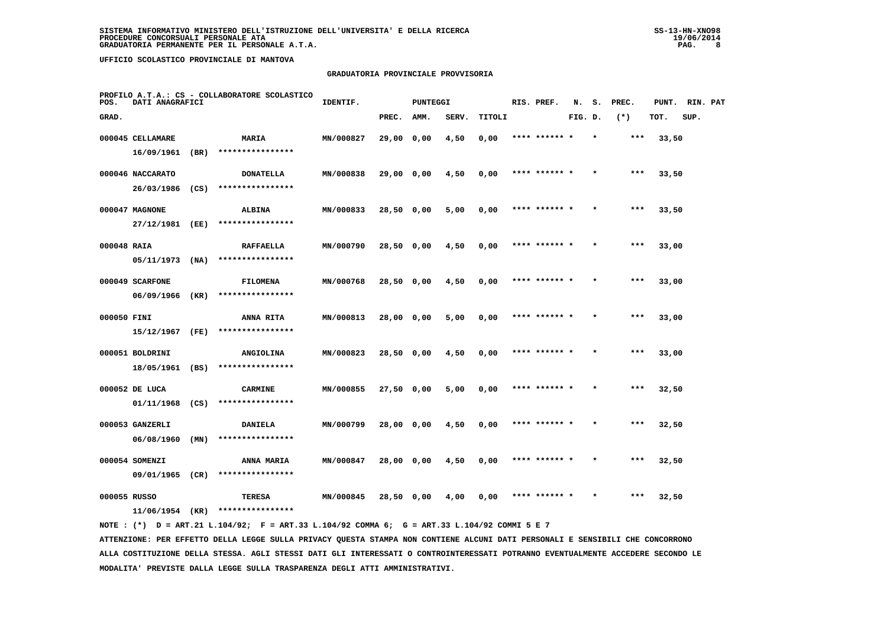UFFICIO SCOLASTICO PROVINCIALE DI MANTOVA

## GRADUATORIA PROVINCIALE PROVVISORIA

PROFILO A.T.A.: CS - COLLABORATORE SCOLASTICO

| POS. GRAD. | DATI ANAGRAFICI | | IDENTIF. | PUNTEGGI PREC. | AMM. | SERV. | TITOLI | RIS. PREF. | N. FIG. | S. D. | PREC. (*) | PUNT. TOT. | RIN. SUP. | PAT |
|---|---|---|---|---|---|---|---|---|---|---|---|---|---|---|
| 000045 | CELLAMARE 16/09/1961 (BR) | MARIA **************** | MN/000827 | 29,00 | 0,00 | 4,50 | 0,00 | **** ****** * | | * | *** | 33,50 | | |
| 000046 | NACCARATO 26/03/1986 (CS) | DONATELLA **************** | MN/000838 | 29,00 | 0,00 | 4,50 | 0,00 | **** ****** * | | * | *** | 33,50 | | |
| 000047 | MAGNONE 27/12/1981 (EE) | ALBINA **************** | MN/000833 | 28,50 | 0,00 | 5,00 | 0,00 | **** ****** * | | * | *** | 33,50 | | |
| 000048 | RAIA 05/11/1973 (NA) | RAFFAELLA **************** | MN/000790 | 28,50 | 0,00 | 4,50 | 0,00 | **** ****** * | | * | *** | 33,00 | | |
| 000049 | SCARFONE 06/09/1966 (KR) | FILOMENA **************** | MN/000768 | 28,50 | 0,00 | 4,50 | 0,00 | **** ****** * | | * | *** | 33,00 | | |
| 000050 | FINI 15/12/1967 (FE) | ANNA RITA **************** | MN/000813 | 28,00 | 0,00 | 5,00 | 0,00 | **** ****** * | | * | *** | 33,00 | | |
| 000051 | BOLDRINI 18/05/1961 (BS) | ANGIOLINA **************** | MN/000823 | 28,50 | 0,00 | 4,50 | 0,00 | **** ****** * | | * | *** | 33,00 | | |
| 000052 | DE LUCA 01/11/1968 (CS) | CARMINE **************** | MN/000855 | 27,50 | 0,00 | 5,00 | 0,00 | **** ****** * | | * | *** | 32,50 | | |
| 000053 | GANZERLI 06/08/1960 (MN) | DANIELA **************** | MN/000799 | 28,00 | 0,00 | 4,50 | 0,00 | **** ****** * | | * | *** | 32,50 | | |
| 000054 | SOMENZI 09/01/1965 (CR) | ANNA MARIA **************** | MN/000847 | 28,00 | 0,00 | 4,50 | 0,00 | **** ****** * | | * | *** | 32,50 | | |
| 000055 | RUSSO 11/06/1954 (KR) | TERESA **************** | MN/000845 | 28,50 | 0,00 | 4,00 | 0,00 | **** ****** * | | * | *** | 32,50 | | |

NOTE : (*) D = ART.21 L.104/92; F = ART.33 L.104/92 COMMA 6; G = ART.33 L.104/92 COMMI 5 E 7

ATTENZIONE: PER EFFETTO DELLA LEGGE SULLA PRIVACY QUESTA STAMPA NON CONTIENE ALCUNI DATI PERSONALI E SENSIBILI CHE CONCORRONO ALLA COSTITUZIONE DELLA STESSA. AGLI STESSI DATI GLI INTERESSATI O CONTROINTERESSATI POTRANNO EVENTUALMENTE ACCEDERE SECONDO LE MODALITA' PREVISTE DALLA LEGGE SULLA TRASPARENZA DEGLI ATTI AMMINISTRATIVI.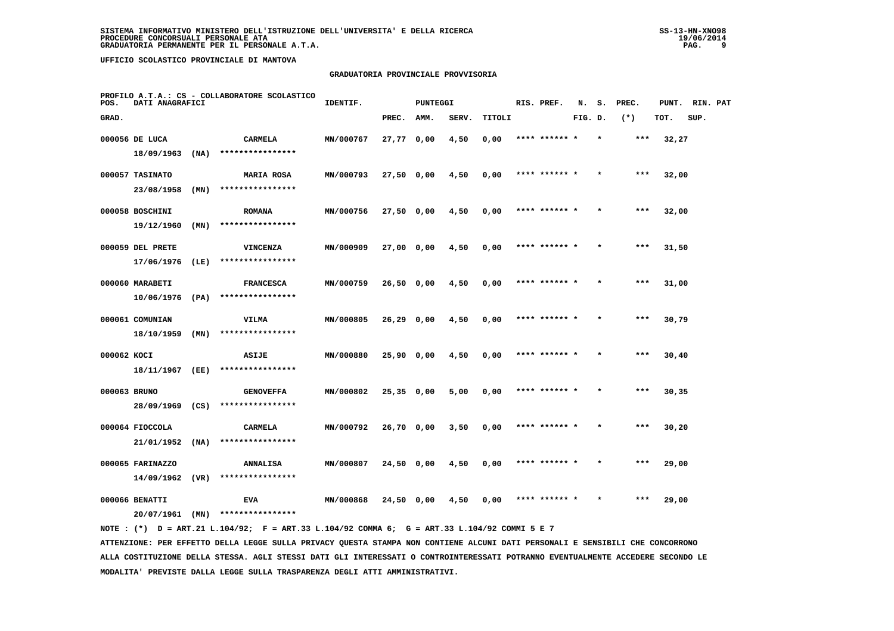SISTEMA INFORMATIVO MINISTERO DELL'ISTRUZIONE DELL'UNIVERSITA' E DELLA RICERCA
PROCEDURE CONCORSUALI PERSONALE ATA
GRADUATORIA PERMANENTE PER IL PERSONALE A.T.A.

UFFICIO SCOLASTICO PROVINCIALE DI MANTOVA

## GRADUATORIA PROVINCIALE PROVVISORIA

PROFILO A.T.A.: CS - COLLABORATORE SCOLASTICO

| POS. GRAD. | DATI ANAGRAFICI | | IDENTIF. | PUNTEGGI PREC. | AMM. | SERV. | TITOLI | RIS. | PREF. | N. FIG. | S. D. | PREC. (*) | PUNT. TOT. | RIN. SUP. | PAT |
|---|---|---|---|---|---|---|---|---|---|---|---|---|---|---|---|
| 000056 | DE LUCA 18/09/1963 (NA) | CARMELA **************** | MN/000767 | 27,77 | 0,00 | 4,50 | 0,00 | **** | ****** | * | * | *** | 32,27 | | |
| 000057 | TASINATO 23/08/1958 (MN) | MARIA ROSA **************** | MN/000793 | 27,50 | 0,00 | 4,50 | 0,00 | **** | ****** | * | * | *** | 32,00 | | |
| 000058 | BOSCHINI 19/12/1960 (MN) | ROMANA **************** | MN/000756 | 27,50 | 0,00 | 4,50 | 0,00 | **** | ****** | * | * | *** | 32,00 | | |
| 000059 | DEL PRETE 17/06/1976 (LE) | VINCENZA **************** | MN/000909 | 27,00 | 0,00 | 4,50 | 0,00 | **** | ****** | * | * | *** | 31,50 | | |
| 000060 | MARABETI 10/06/1976 (PA) | FRANCESCA **************** | MN/000759 | 26,50 | 0,00 | 4,50 | 0,00 | **** | ****** | * | * | *** | 31,00 | | |
| 000061 | COMUNIAN 18/10/1959 (MN) | VILMA **************** | MN/000805 | 26,29 | 0,00 | 4,50 | 0,00 | **** | ****** | * | * | *** | 30,79 | | |
| 000062 | KOCI 18/11/1967 (EE) | ASIJE **************** | MN/000880 | 25,90 | 0,00 | 4,50 | 0,00 | **** | ****** | * | * | *** | 30,40 | | |
| 000063 | BRUNO 28/09/1969 (CS) | GENOVEFFA **************** | MN/000802 | 25,35 | 0,00 | 5,00 | 0,00 | **** | ****** | * | * | *** | 30,35 | | |
| 000064 | FIOCCOLA 21/01/1952 (NA) | CARMELA **************** | MN/000792 | 26,70 | 0,00 | 3,50 | 0,00 | **** | ****** | * | * | *** | 30,20 | | |
| 000065 | FARINAZZO 14/09/1962 (VR) | ANNALISA **************** | MN/000807 | 24,50 | 0,00 | 4,50 | 0,00 | **** | ****** | * | * | *** | 29,00 | | |
| 000066 | BENATTI 20/07/1961 (MN) | EVA **************** | MN/000868 | 24,50 | 0,00 | 4,50 | 0,00 | **** | ****** | * | * | *** | 29,00 | | |

NOTE : (*) D = ART.21 L.104/92; F = ART.33 L.104/92 COMMA 6; G = ART.33 L.104/92 COMMI 5 E 7

ATTENZIONE: PER EFFETTO DELLA LEGGE SULLA PRIVACY QUESTA STAMPA NON CONTIENE ALCUNI DATI PERSONALI E SENSIBILI CHE CONCORRONO ALLA COSTITUZIONE DELLA STESSA. AGLI STESSI DATI GLI INTERESSATI O CONTROINTERESSATI POTRANNO EVENTUALMENTE ACCEDERE SECONDO LE MODALITA' PREVISTE DALLA LEGGE SULLA TRASPARENZA DEGLI ATTI AMMINISTRATIVI.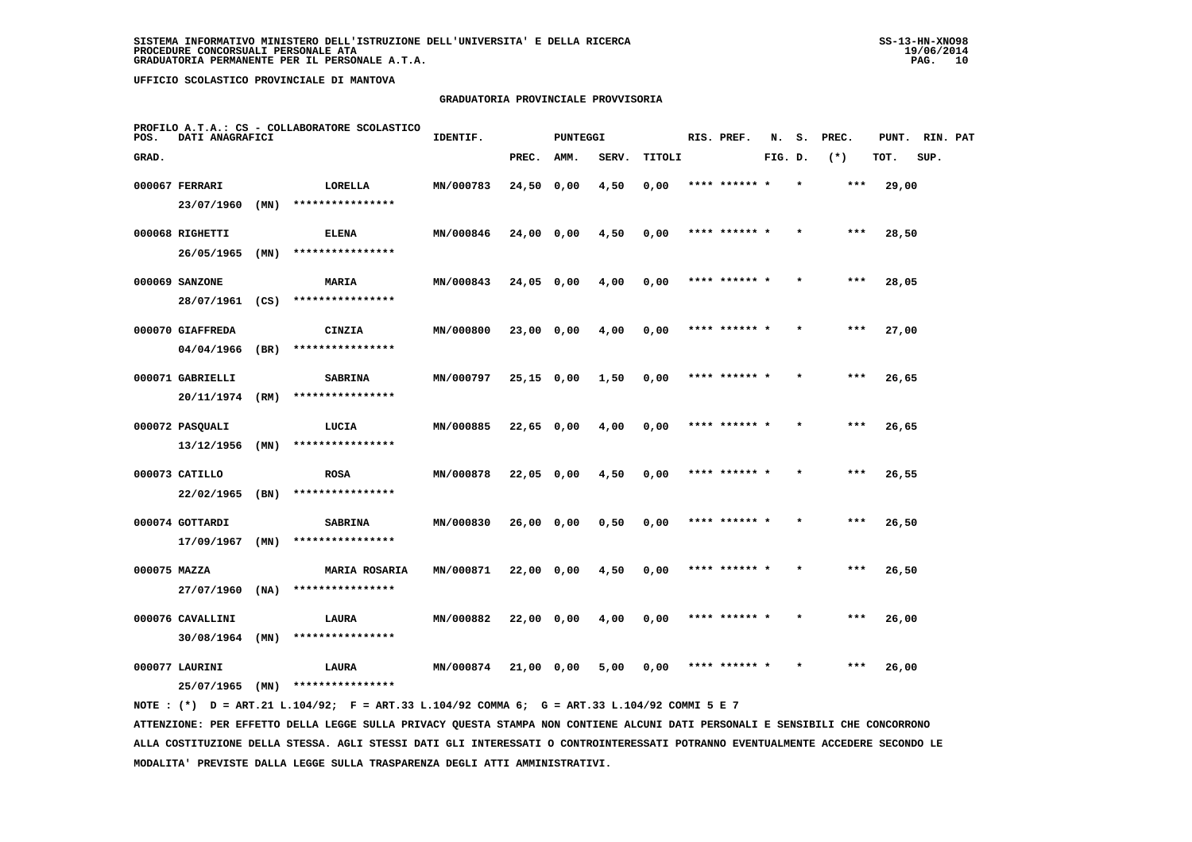SISTEMA INFORMATIVO MINISTERO DELL'ISTRUZIONE DELL'UNIVERSITA' E DELLA RICERCA
PROCEDURE CONCORSUALI PERSONALE ATA
GRADUATORIA PERMANENTE PER IL PERSONALE A.T.A.

UFFICIO SCOLASTICO PROVINCIALE DI MANTOVA

## GRADUATORIA PROVINCIALE PROVVISORIA

PROFILO A.T.A.: CS - COLLABORATORE SCOLASTICO

| POS. GRAD. | DATI ANAGRAFICI | | IDENTIF. | PUNTEGGI PREC. | AMM. | SERV. | TITOLI | RIS. PREF. | N. FIG. | S. D. | PREC. (*) | PUNT. TOT. | RIN. SUP. | PAT |
|---|---|---|---|---|---|---|---|---|---|---|---|---|---|---|
| 000067 | FERRARI 23/07/1960 (MN) | LORELLA **************** | MN/000783 | 24,50 | 0,00 | 4,50 | 0,00 | **** ****** * | | * | *** | 29,00 | | |
| 000068 | RIGHETTI 26/05/1965 (MN) | ELENA **************** | MN/000846 | 24,00 | 0,00 | 4,50 | 0,00 | **** ****** * | | * | *** | 28,50 | | |
| 000069 | SANZONE 28/07/1961 (CS) | MARIA **************** | MN/000843 | 24,05 | 0,00 | 4,00 | 0,00 | **** ****** * | | * | *** | 28,05 | | |
| 000070 | GIAFFREDA 04/04/1966 (BR) | CINZIA **************** | MN/000800 | 23,00 | 0,00 | 4,00 | 0,00 | **** ****** * | | * | *** | 27,00 | | |
| 000071 | GABRIELLI 20/11/1974 (RM) | SABRINA **************** | MN/000797 | 25,15 | 0,00 | 1,50 | 0,00 | **** ****** * | | * | *** | 26,65 | | |
| 000072 | PASQUALI 13/12/1956 (MN) | LUCIA **************** | MN/000885 | 22,65 | 0,00 | 4,00 | 0,00 | **** ****** * | | * | *** | 26,65 | | |
| 000073 | CATILLO 22/02/1965 (BN) | ROSA **************** | MN/000878 | 22,05 | 0,00 | 4,50 | 0,00 | **** ****** * | | * | *** | 26,55 | | |
| 000074 | GOTTARDI 17/09/1967 (MN) | SABRINA **************** | MN/000830 | 26,00 | 0,00 | 0,50 | 0,00 | **** ****** * | | * | *** | 26,50 | | |
| 000075 | MAZZA 27/07/1960 (NA) | MARIA ROSARIA **************** | MN/000871 | 22,00 | 0,00 | 4,50 | 0,00 | **** ****** * | | * | *** | 26,50 | | |
| 000076 | CAVALLINI 30/08/1964 (MN) | LAURA **************** | MN/000882 | 22,00 | 0,00 | 4,00 | 0,00 | **** ****** * | | * | *** | 26,00 | | |
| 000077 | LAURINI 25/07/1965 (MN) | LAURA **************** | MN/000874 | 21,00 | 0,00 | 5,00 | 0,00 | **** ****** * | | * | *** | 26,00 | | |

NOTE : (*) D = ART.21 L.104/92; F = ART.33 L.104/92 COMMA 6; G = ART.33 L.104/92 COMMI 5 E 7

ATTENZIONE: PER EFFETTO DELLA LEGGE SULLA PRIVACY QUESTA STAMPA NON CONTIENE ALCUNI DATI PERSONALI E SENSIBILI CHE CONCORRONO ALLA COSTITUZIONE DELLA STESSA. AGLI STESSI DATI GLI INTERESSATI O CONTROINTERESSATI POTRANNO EVENTUALMENTE ACCEDERE SECONDO LE MODALITA' PREVISTE DALLA LEGGE SULLA TRASPARENZA DEGLI ATTI AMMINISTRATIVI.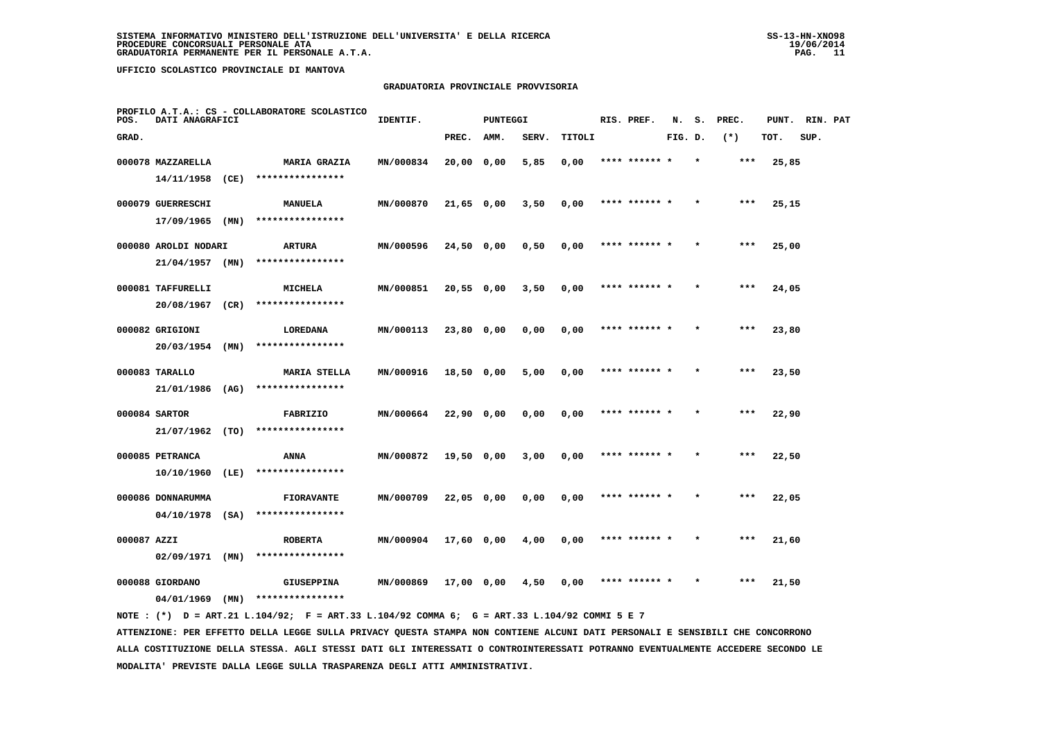UFFICIO SCOLASTICO PROVINCIALE DI MANTOVA

## GRADUATORIA PROVINCIALE PROVVISORIA

PROFILO A.T.A.: CS - COLLABORATORE SCOLASTICO

| POS. GRAD. | DATI ANAGRAFICI | | IDENTIF. | PUNTEGGI PREC. | AMM. | SERV. | TITOLI | RIS. PREF. | N. S. FIG. D. | PREC. (*) | PUNT. TOT. | RIN. PAT SUP. |
|---|---|---|---|---|---|---|---|---|---|---|---|---|
| 000078 | MAZZARELLA 14/11/1958 (CE) | MARIA GRAZIA **************** | MN/000834 | 20,00 | 0,00 | 5,85 | 0,00 | **** ****** * | * | *** | 25,85 | |
| 000079 | GUERRESCHI 17/09/1965 (MN) | MANUELA **************** | MN/000870 | 21,65 | 0,00 | 3,50 | 0,00 | **** ****** * | * | *** | 25,15 | |
| 000080 | AROLDI NODARI 21/04/1957 (MN) | ARTURA **************** | MN/000596 | 24,50 | 0,00 | 0,50 | 0,00 | **** ****** * | * | *** | 25,00 | |
| 000081 | TAFFURELLI 20/08/1967 (CR) | MICHELA **************** | MN/000851 | 20,55 | 0,00 | 3,50 | 0,00 | **** ****** * | * | *** | 24,05 | |
| 000082 | GRIGIONI 20/03/1954 (MN) | LOREDANA **************** | MN/000113 | 23,80 | 0,00 | 0,00 | 0,00 | **** ****** * | * | *** | 23,80 | |
| 000083 | TARALLO 21/01/1986 (AG) | MARIA STELLA **************** | MN/000916 | 18,50 | 0,00 | 5,00 | 0,00 | **** ****** * | * | *** | 23,50 | |
| 000084 | SARTOR 21/07/1962 (TO) | FABRIZIO **************** | MN/000664 | 22,90 | 0,00 | 0,00 | 0,00 | **** ****** * | * | *** | 22,90 | |
| 000085 | PETRANCA 10/10/1960 (LE) | ANNA **************** | MN/000872 | 19,50 | 0,00 | 3,00 | 0,00 | **** ****** * | * | *** | 22,50 | |
| 000086 | DONNARUMMA 04/10/1978 (SA) | FIORAVANTE **************** | MN/000709 | 22,05 | 0,00 | 0,00 | 0,00 | **** ****** * | * | *** | 22,05 | |
| 000087 | AZZI 02/09/1971 (MN) | ROBERTA **************** | MN/000904 | 17,60 | 0,00 | 4,00 | 0,00 | **** ****** * | * | *** | 21,60 | |
| 000088 | GIORDANO 04/01/1969 (MN) | GIUSEPPINA **************** | MN/000869 | 17,00 | 0,00 | 4,50 | 0,00 | **** ****** * | * | *** | 21,50 | |

NOTE : (*) D = ART.21 L.104/92; F = ART.33 L.104/92 COMMA 6; G = ART.33 L.104/92 COMMI 5 E 7

ATTENZIONE: PER EFFETTO DELLA LEGGE SULLA PRIVACY QUESTA STAMPA NON CONTIENE ALCUNI DATI PERSONALI E SENSIBILI CHE CONCORRONO ALLA COSTITUZIONE DELLA STESSA. AGLI STESSI DATI GLI INTERESSATI O CONTROINTERESSATI POTRANNO EVENTUALMENTE ACCEDERE SECONDO LE MODALITA' PREVISTE DALLA LEGGE SULLA TRASPARENZA DEGLI ATTI AMMINISTRATIVI.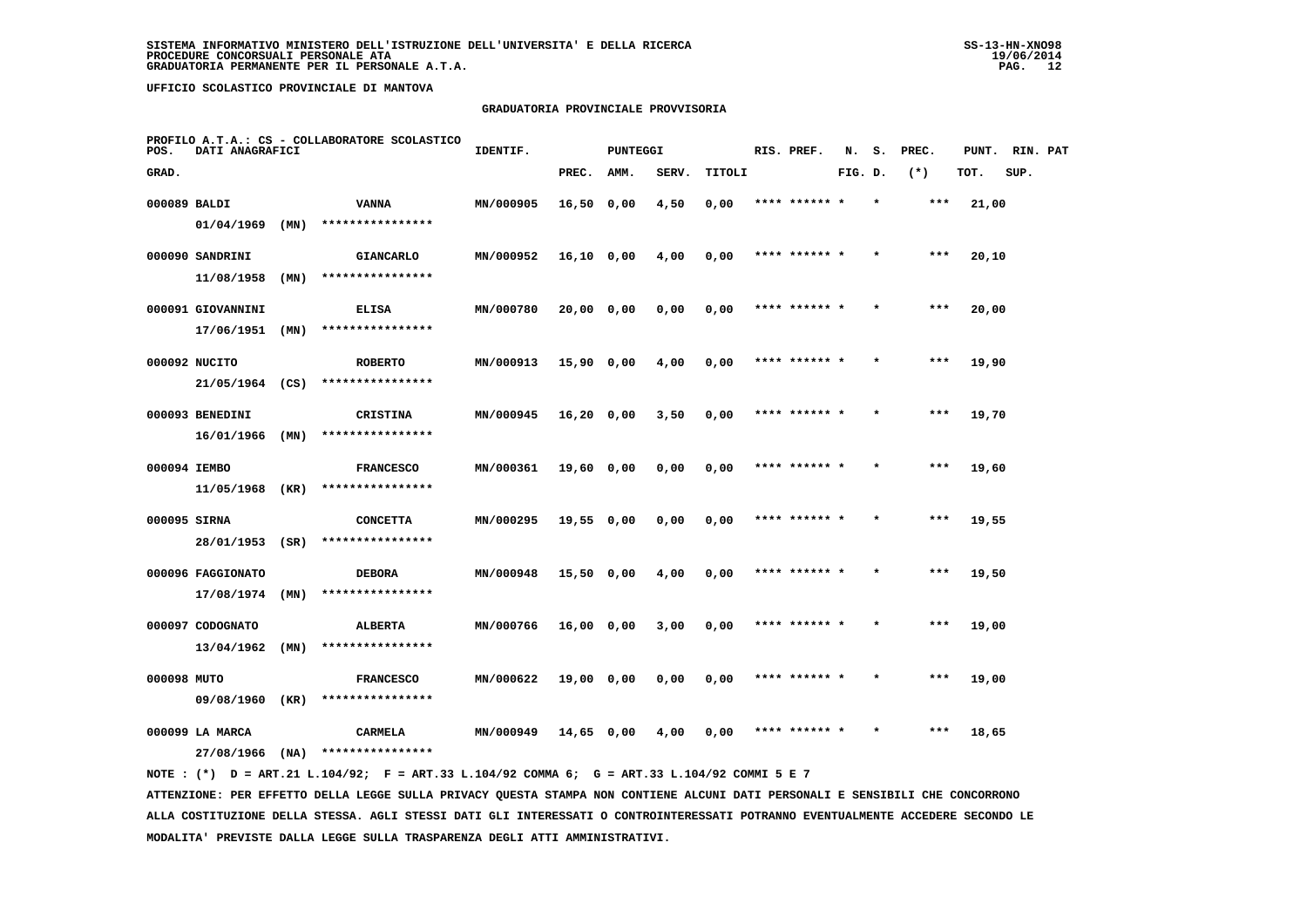**SISTEMA INFORMATIVO MINISTERO DELL'ISTRUZIONE DELL'UNIVERSITA' E DELLA RICERCA**
**PROCEDURE CONCORSUALI PERSONALE ATA**
**GRADUATORIA PERMANENTE PER IL PERSONALE A.T.A.**

**UFFICIO SCOLASTICO PROVINCIALE DI MANTOVA**

## GRADUATORIA PROVINCIALE PROVVISORIA

PROFILO A.T.A.: CS - COLLABORATORE SCOLASTICO

| POS. GRAD. | DATI ANAGRAFICI | | IDENTIF. | PUNTEGGI PREC. | AMM. | SERV. | TITOLI | RIS. PREF. | N. FIG. | S. D. | PREC. (*) | PUNT. TOT. | RIN. SUP. | PAT |
|---|---|---|---|---|---|---|---|---|---|---|---|---|---|---|
| 000089 | BALDI 01/04/1969 (MN) | VANNA **************** | MN/000905 | 16,50 | 0,00 | 4,50 | 0,00 | **** ****** * | | * | *** | 21,00 | | |
| 000090 | SANDRINI 11/08/1958 (MN) | GIANCARLO **************** | MN/000952 | 16,10 | 0,00 | 4,00 | 0,00 | **** ****** * | | * | *** | 20,10 | | |
| 000091 | GIOVANNINI 17/06/1951 (MN) | ELISA **************** | MN/000780 | 20,00 | 0,00 | 0,00 | 0,00 | **** ****** * | | * | *** | 20,00 | | |
| 000092 | NUCITO 21/05/1964 (CS) | ROBERTO **************** | MN/000913 | 15,90 | 0,00 | 4,00 | 0,00 | **** ****** * | | * | *** | 19,90 | | |
| 000093 | BENEDINI 16/01/1966 (MN) | CRISTINA **************** | MN/000945 | 16,20 | 0,00 | 3,50 | 0,00 | **** ****** * | | * | *** | 19,70 | | |
| 000094 | IEMBO 11/05/1968 (KR) | FRANCESCO **************** | MN/000361 | 19,60 | 0,00 | 0,00 | 0,00 | **** ****** * | | * | *** | 19,60 | | |
| 000095 | SIRNA 28/01/1953 (SR) | CONCETTA **************** | MN/000295 | 19,55 | 0,00 | 0,00 | 0,00 | **** ****** * | | * | *** | 19,55 | | |
| 000096 | FAGGIONATO 17/08/1974 (MN) | DEBORA **************** | MN/000948 | 15,50 | 0,00 | 4,00 | 0,00 | **** ****** * | | * | *** | 19,50 | | |
| 000097 | CODOGNATO 13/04/1962 (MN) | ALBERTA **************** | MN/000766 | 16,00 | 0,00 | 3,00 | 0,00 | **** ****** * | | * | *** | 19,00 | | |
| 000098 | MUTO 09/08/1960 (KR) | FRANCESCO **************** | MN/000622 | 19,00 | 0,00 | 0,00 | 0,00 | **** ****** * | | * | *** | 19,00 | | |
| 000099 | LA MARCA 27/08/1966 (NA) | CARMELA **************** | MN/000949 | 14,65 | 0,00 | 4,00 | 0,00 | **** ****** * | | * | *** | 18,65 | | |

NOTE : (*) D = ART.21 L.104/92; F = ART.33 L.104/92 COMMA 6; G = ART.33 L.104/92 COMMI 5 E 7

ATTENZIONE: PER EFFETTO DELLA LEGGE SULLA PRIVACY QUESTA STAMPA NON CONTIENE ALCUNI DATI PERSONALI E SENSIBILI CHE CONCORRONO ALLA COSTITUZIONE DELLA STESSA. AGLI STESSI DATI GLI INTERESSATI O CONTROINTERESSATI POTRANNO EVENTUALMENTE ACCEDERE SECONDO LE MODALITA' PREVISTE DALLA LEGGE SULLA TRASPARENZA DEGLI ATTI AMMINISTRATIVI.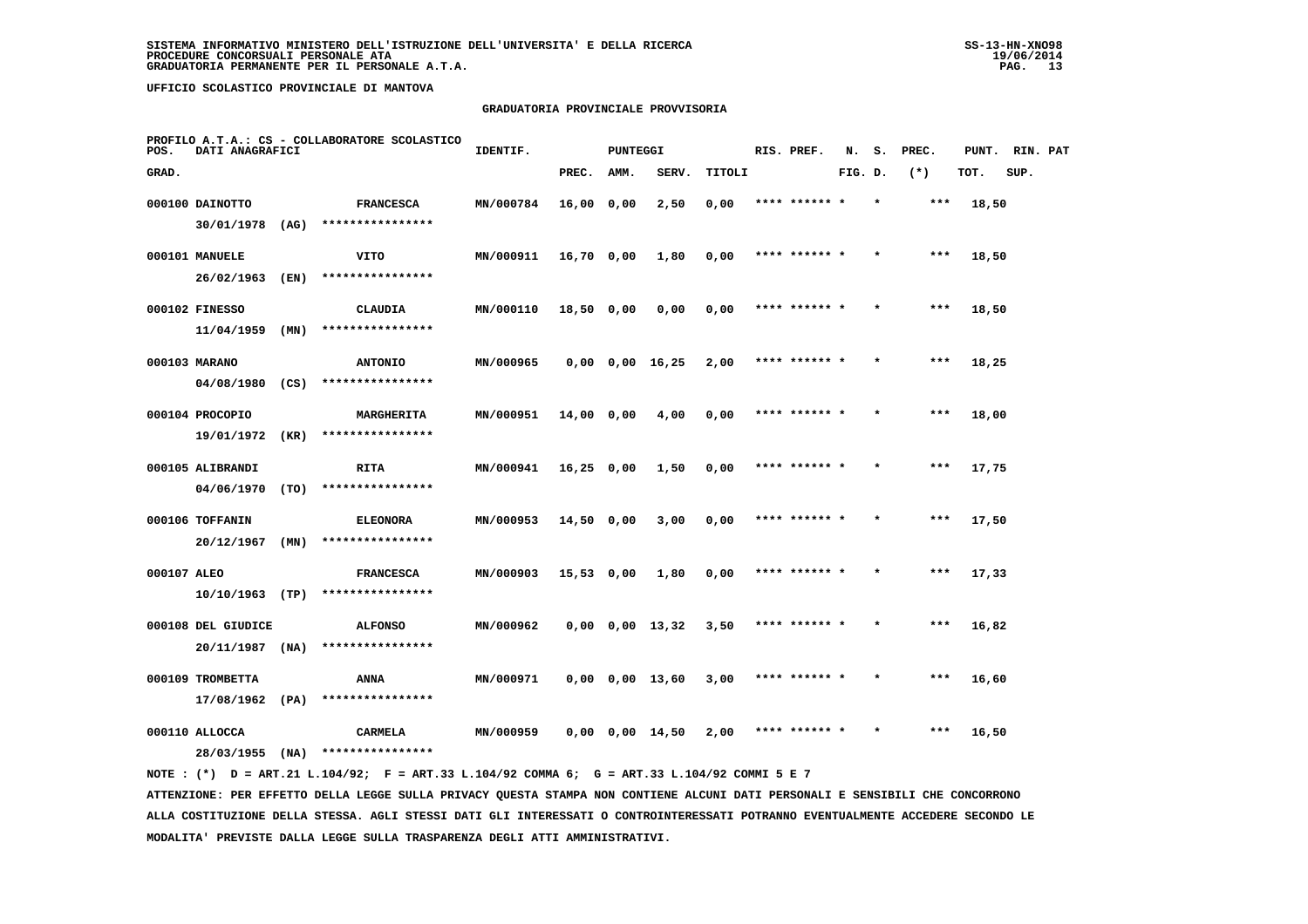SISTEMA INFORMATIVO MINISTERO DELL'ISTRUZIONE DELL'UNIVERSITA' E DELLA RICERCA
PROCEDURE CONCORSUALI PERSONALE ATA
GRADUATORIA PERMANENTE PER IL PERSONALE A.T.A.

UFFICIO SCOLASTICO PROVINCIALE DI MANTOVA

## GRADUATORIA PROVINCIALE PROVVISORIA

PROFILO A.T.A.: CS - COLLABORATORE SCOLASTICO

| POS. GRAD. | DATI ANAGRAFICI | | IDENTIF. | PUNTEGGI PREC. | AMM. | SERV. | TITOLI | RIS. PREF. | N. FIG. | S. D. | PREC. (*) | PUNT. TOT. | RIN. SUP. | PAT |
|---|---|---|---|---|---|---|---|---|---|---|---|---|---|---|
| 000100 | DAINOTTO 30/01/1978 (AG) | FRANCESCA **************** | MN/000784 | 16,00 | 0,00 | 2,50 | 0,00 | **** ****** * | | * | *** | 18,50 | | |
| 000101 | MANUELE 26/02/1963 (EN) | VITO **************** | MN/000911 | 16,70 | 0,00 | 1,80 | 0,00 | **** ****** * | | * | *** | 18,50 | | |
| 000102 | FINESSO 11/04/1959 (MN) | CLAUDIA **************** | MN/000110 | 18,50 | 0,00 | 0,00 | 0,00 | **** ****** * | | * | *** | 18,50 | | |
| 000103 | MARANO 04/08/1980 (CS) | ANTONIO **************** | MN/000965 | 0,00 | 0,00 | 16,25 | 2,00 | **** ****** * | | * | *** | 18,25 | | |
| 000104 | PROCOPIO 19/01/1972 (KR) | MARGHERITA **************** | MN/000951 | 14,00 | 0,00 | 4,00 | 0,00 | **** ****** * | | * | *** | 18,00 | | |
| 000105 | ALIBRANDI 04/06/1970 (TO) | RITA **************** | MN/000941 | 16,25 | 0,00 | 1,50 | 0,00 | **** ****** * | | * | *** | 17,75 | | |
| 000106 | TOFFANIN 20/12/1967 (MN) | ELEONORA **************** | MN/000953 | 14,50 | 0,00 | 3,00 | 0,00 | **** ****** * | | * | *** | 17,50 | | |
| 000107 | ALEO 10/10/1963 (TP) | FRANCESCA **************** | MN/000903 | 15,53 | 0,00 | 1,80 | 0,00 | **** ****** * | | * | *** | 17,33 | | |
| 000108 | DEL GIUDICE 20/11/1987 (NA) | ALFONSO **************** | MN/000962 | 0,00 | 0,00 | 13,32 | 3,50 | **** ****** * | | * | *** | 16,82 | | |
| 000109 | TROMBETTA 17/08/1962 (PA) | ANNA **************** | MN/000971 | 0,00 | 0,00 | 13,60 | 3,00 | **** ****** * | | * | *** | 16,60 | | |
| 000110 | ALLOCCA 28/03/1955 (NA) | CARMELA **************** | MN/000959 | 0,00 | 0,00 | 14,50 | 2,00 | **** ****** * | | * | *** | 16,50 | | |

NOTE : (*) D = ART.21 L.104/92; F = ART.33 L.104/92 COMMA 6; G = ART.33 L.104/92 COMMI 5 E 7

ATTENZIONE: PER EFFETTO DELLA LEGGE SULLA PRIVACY QUESTA STAMPA NON CONTIENE ALCUNI DATI PERSONALI E SENSIBILI CHE CONCORRONO ALLA COSTITUZIONE DELLA STESSA. AGLI STESSI DATI GLI INTERESSATI O CONTROINTERESSATI POTRANNO EVENTUALMENTE ACCEDERE SECONDO LE MODALITA' PREVISTE DALLA LEGGE SULLA TRASPARENZA DEGLI ATTI AMMINISTRATIVI.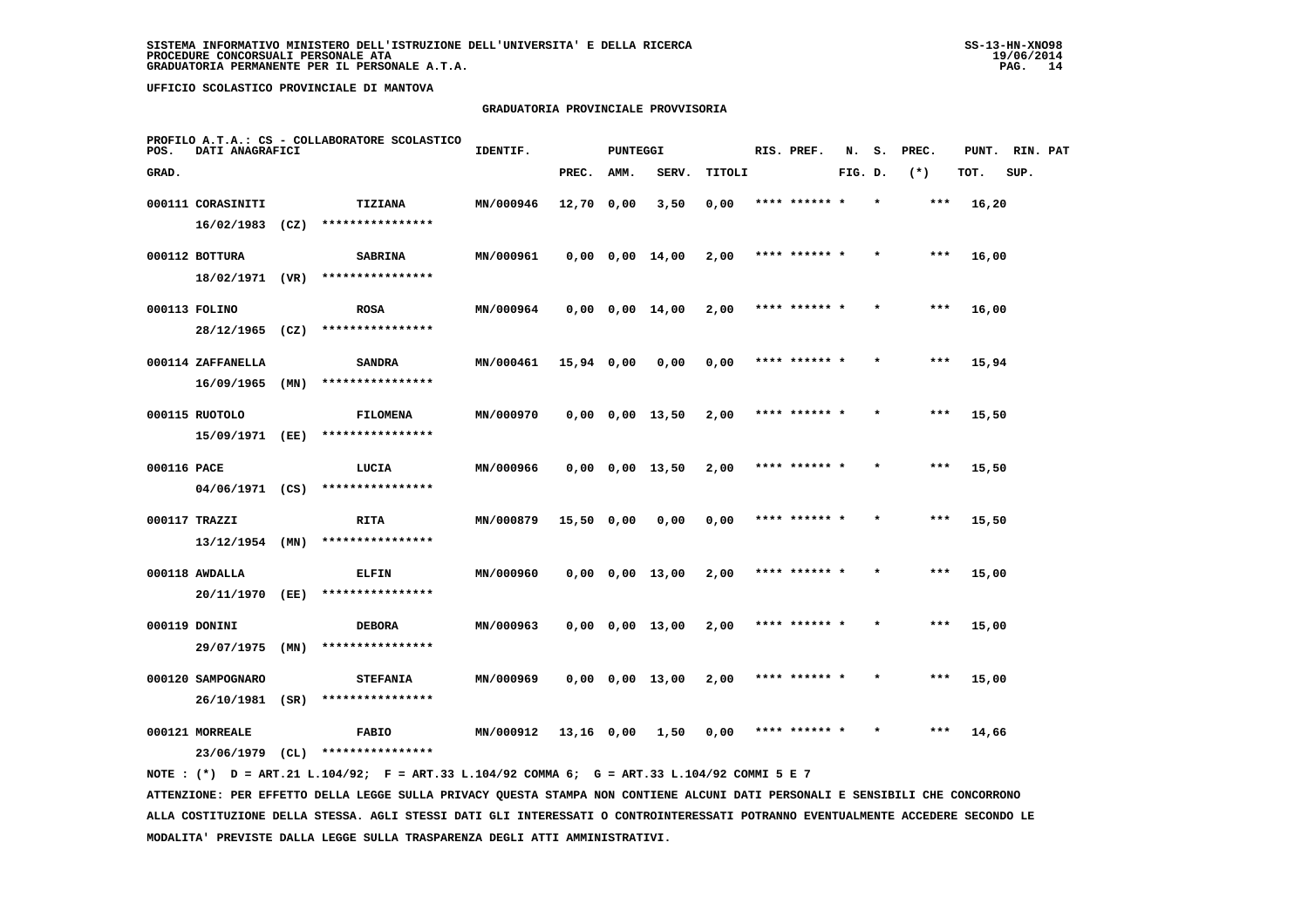SISTEMA INFORMATIVO MINISTERO DELL'ISTRUZIONE DELL'UNIVERSITA' E DELLA RICERCA
PROCEDURE CONCORSUALI PERSONALE ATA
GRADUATORIA PERMANENTE PER IL PERSONALE A.T.A.

UFFICIO SCOLASTICO PROVINCIALE DI MANTOVA

GRADUATORIA PROVINCIALE PROVVISORIA

PROFILO A.T.A.: CS - COLLABORATORE SCOLASTICO

| POS. GRAD. | DATI ANAGRAFICI | | IDENTIF. | PUNTEGGI PREC. | AMM. | SERV. | TITOLI | RIS. PREF. | N. FIG. | S. D. | PREC. (*) | PUNT. TOT. | RIN. PAT SUP. |
|---|---|---|---|---|---|---|---|---|---|---|---|---|---|
| 000111 | CORASINITI 16/02/1983 (CZ) | TIZIANA **************** | MN/000946 | 12,70 | 0,00 | 3,50 | 0,00 | **** ****** * | | * | *** | 16,20 | |
| 000112 | BOTTURA 18/02/1971 (VR) | SABRINA **************** | MN/000961 | 0,00 | 0,00 | 14,00 | 2,00 | **** ****** * | | * | *** | 16,00 | |
| 000113 | FOLINO 28/12/1965 (CZ) | ROSA **************** | MN/000964 | 0,00 | 0,00 | 14,00 | 2,00 | **** ****** * | | * | *** | 16,00 | |
| 000114 | ZAFFANELLA 16/09/1965 (MN) | SANDRA **************** | MN/000461 | 15,94 | 0,00 | 0,00 | 0,00 | **** ****** * | | * | *** | 15,94 | |
| 000115 | RUOTOLO 15/09/1971 (EE) | FILOMENA **************** | MN/000970 | 0,00 | 0,00 | 13,50 | 2,00 | **** ****** * | | * | *** | 15,50 | |
| 000116 | PACE 04/06/1971 (CS) | LUCIA **************** | MN/000966 | 0,00 | 0,00 | 13,50 | 2,00 | **** ****** * | | * | *** | 15,50 | |
| 000117 | TRAZZI 13/12/1954 (MN) | RITA **************** | MN/000879 | 15,50 | 0,00 | 0,00 | 0,00 | **** ****** * | | * | *** | 15,50 | |
| 000118 | AWDALLA 20/11/1970 (EE) | ELFIN **************** | MN/000960 | 0,00 | 0,00 | 13,00 | 2,00 | **** ****** * | | * | *** | 15,00 | |
| 000119 | DONINI 29/07/1975 (MN) | DEBORA **************** | MN/000963 | 0,00 | 0,00 | 13,00 | 2,00 | **** ****** * | | * | *** | 15,00 | |
| 000120 | SAMPOGNARO 26/10/1981 (SR) | STEFANIA **************** | MN/000969 | 0,00 | 0,00 | 13,00 | 2,00 | **** ****** * | | * | *** | 15,00 | |
| 000121 | MORREALE 23/06/1979 (CL) | FABIO **************** | MN/000912 | 13,16 | 0,00 | 1,50 | 0,00 | **** ****** * | | * | *** | 14,66 | |

NOTE : (*) D = ART.21 L.104/92; F = ART.33 L.104/92 COMMA 6; G = ART.33 L.104/92 COMMI 5 E 7

ATTENZIONE: PER EFFETTO DELLA LEGGE SULLA PRIVACY QUESTA STAMPA NON CONTIENE ALCUNI DATI PERSONALI E SENSIBILI CHE CONCORRONO ALLA COSTITUZIONE DELLA STESSA. AGLI STESSI DATI GLI INTERESSATI O CONTROINTERESSATI POTRANNO EVENTUALMENTE ACCEDERE SECONDO LE MODALITA' PREVISTE DALLA LEGGE SULLA TRASPARENZA DEGLI ATTI AMMINISTRATIVI.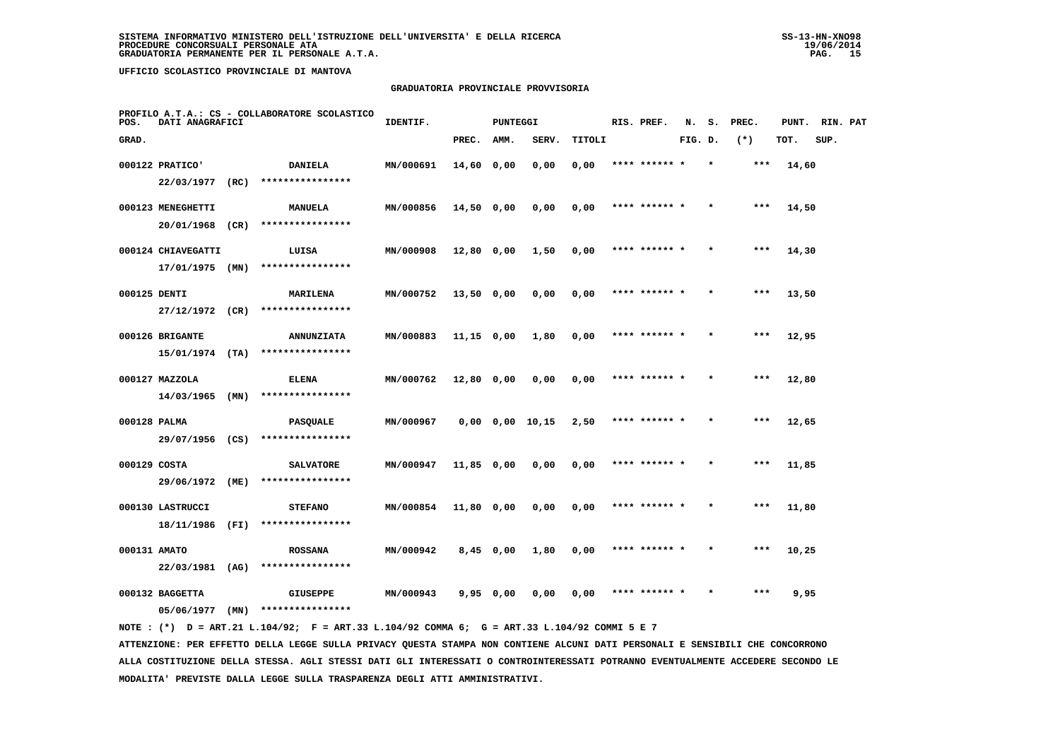SISTEMA INFORMATIVO MINISTERO DELL'ISTRUZIONE DELL'UNIVERSITA' E DELLA RICERCA
PROCEDURE CONCORSUALI PERSONALE ATA
GRADUATORIA PERMANENTE PER IL PERSONALE A.T.A.

UFFICIO SCOLASTICO PROVINCIALE DI MANTOVA

GRADUATORIA PROVINCIALE PROVVISORIA

PROFILO A.T.A.: CS - COLLABORATORE SCOLASTICO

| POS. GRAD. | DATI ANAGRAFICI | | IDENTIF. | PUNTEGGI PREC. | AMM. | SERV. | TITOLI | RIS. PREF. | N. FIG. | S. D. | PREC. (*) | PUNT. TOT. | RIN. SUP. | PAT |
|---|---|---|---|---|---|---|---|---|---|---|---|---|---|---|
| 000122 | PRATICO' 22/03/1977 (RC) | DANIELA **************** | MN/000691 | 14,60 | 0,00 | 0,00 | 0,00 | **** ****** * | | * | *** | 14,60 | | |
| 000123 | MENEGHETTI 20/01/1968 (CR) | MANUELA **************** | MN/000856 | 14,50 | 0,00 | 0,00 | 0,00 | **** ****** * | | * | *** | 14,50 | | |
| 000124 | CHIAVEGATTI 17/01/1975 (MN) | LUISA **************** | MN/000908 | 12,80 | 0,00 | 1,50 | 0,00 | **** ****** * | | * | *** | 14,30 | | |
| 000125 | DENTI 27/12/1972 (CR) | MARILENA **************** | MN/000752 | 13,50 | 0,00 | 0,00 | 0,00 | **** ****** * | | * | *** | 13,50 | | |
| 000126 | BRIGANTE 15/01/1974 (TA) | ANNUNZIATA **************** | MN/000883 | 11,15 | 0,00 | 1,80 | 0,00 | **** ****** * | | * | *** | 12,95 | | |
| 000127 | MAZZOLA 14/03/1965 (MN) | ELENA **************** | MN/000762 | 12,80 | 0,00 | 0,00 | 0,00 | **** ****** * | | * | *** | 12,80 | | |
| 000128 | PALMA 29/07/1956 (CS) | PASQUALE **************** | MN/000967 | 0,00 | 0,00 | 10,15 | 2,50 | **** ****** * | | * | *** | 12,65 | | |
| 000129 | COSTA 29/06/1972 (ME) | SALVATORE **************** | MN/000947 | 11,85 | 0,00 | 0,00 | 0,00 | **** ****** * | | * | *** | 11,85 | | |
| 000130 | LASTRUCCI 18/11/1986 (FI) | STEFANO **************** | MN/000854 | 11,80 | 0,00 | 0,00 | 0,00 | **** ****** * | | * | *** | 11,80 | | |
| 000131 | AMATO 22/03/1981 (AG) | ROSSANA **************** | MN/000942 | 8,45 | 0,00 | 1,80 | 0,00 | **** ****** * | | * | *** | 10,25 | | |
| 000132 | BAGGETTA 05/06/1977 (MN) | GIUSEPPE **************** | MN/000943 | 9,95 | 0,00 | 0,00 | 0,00 | **** ****** * | | * | *** | 9,95 | | |

NOTE : (*) D = ART.21 L.104/92; F = ART.33 L.104/92 COMMA 6; G = ART.33 L.104/92 COMMI 5 E 7

ATTENZIONE: PER EFFETTO DELLA LEGGE SULLA PRIVACY QUESTA STAMPA NON CONTIENE ALCUNI DATI PERSONALI E SENSIBILI CHE CONCORRONO ALLA COSTITUZIONE DELLA STESSA. AGLI STESSI DATI GLI INTERESSATI O CONTROINTERESSATI POTRANNO EVENTUALMENTE ACCEDERE SECONDO LE MODALITA' PREVISTE DALLA LEGGE SULLA TRASPARENZA DEGLI ATTI AMMINISTRATIVI.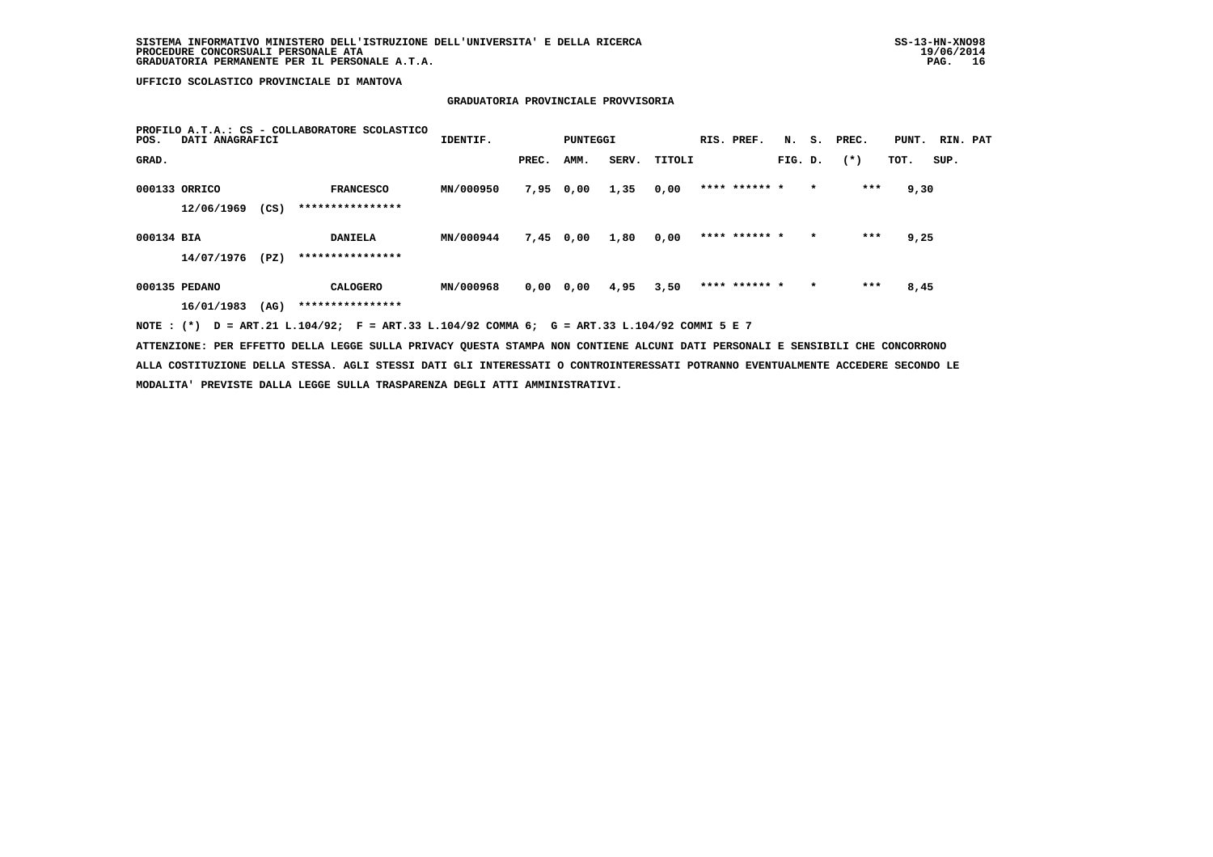SISTEMA INFORMATIVO MINISTERO DELL'ISTRUZIONE DELL'UNIVERSITA' E DELLA RICERCA
PROCEDURE CONCORSUALI PERSONALE ATA
GRADUATORIA PERMANENTE PER IL PERSONALE A.T.A.

UFFICIO SCOLASTICO PROVINCIALE DI MANTOVA

GRADUATORIA PROVINCIALE PROVVISORIA

PROFILO A.T.A.: CS - COLLABORATORE SCOLASTICO

| POS. GRAD. | DATI ANAGRAFICI | | IDENTIF. | PUNTEGGI PREC. | AMM. | SERV. | TITOLI | RIS. PREF. | N. S. FIG. D. | PREC. (*) | PUNT. TOT. | RIN. PAT SUP. |
|---|---|---|---|---|---|---|---|---|---|---|---|---|
| 000133 | ORRICO 12/06/1969 (CS) | FRANCESCO **************** | MN/000950 | 7,95 | 0,00 | 1,35 | 0,00 | **** ****** * | * | *** | 9,30 | |
| 000134 | BIA 14/07/1976 (PZ) | DANIELA **************** | MN/000944 | 7,45 | 0,00 | 1,80 | 0,00 | **** ****** * | * | *** | 9,25 | |
| 000135 | PEDANO 16/01/1983 (AG) | CALOGERO **************** | MN/000968 | 0,00 | 0,00 | 4,95 | 3,50 | **** ****** * | * | *** | 8,45 | |

NOTE : (*) D = ART.21 L.104/92; F = ART.33 L.104/92 COMMA 6; G = ART.33 L.104/92 COMMI 5 E 7

ATTENZIONE: PER EFFETTO DELLA LEGGE SULLA PRIVACY QUESTA STAMPA NON CONTIENE ALCUNI DATI PERSONALI E SENSIBILI CHE CONCORRONO ALLA COSTITUZIONE DELLA STESSA. AGLI STESSI DATI GLI INTERESSATI O CONTROINTERESSATI POTRANNO EVENTUALMENTE ACCEDERE SECONDO LE MODALITA' PREVISTE DALLA LEGGE SULLA TRASPARENZA DEGLI ATTI AMMINISTRATIVI.